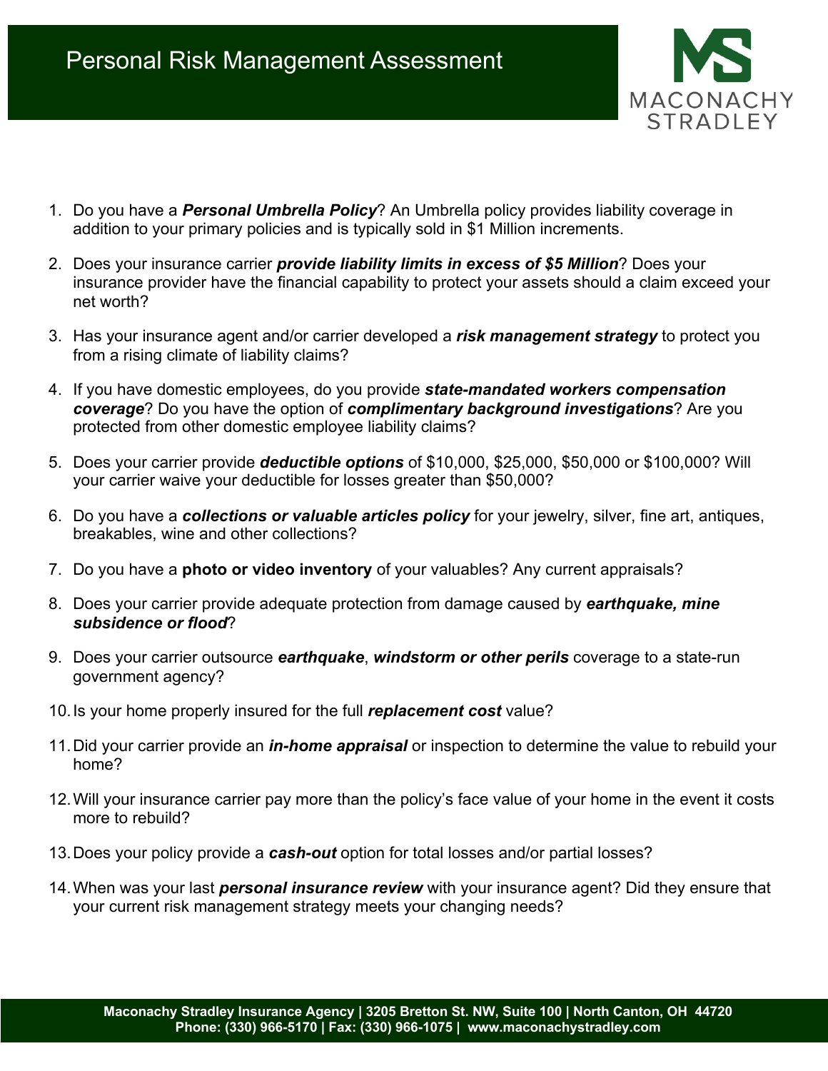# Personal Risk Management Assessment

MACONACHY STRADLEY

1. Do you have a ***Personal Umbrella Policy***? An Umbrella policy provides liability coverage in addition to your primary policies and is typically sold in $1 Million increments.

2. Does your insurance carrier ***provide liability limits in excess of $5 Million***? Does your insurance provider have the financial capability to protect your assets should a claim exceed your net worth?

3. Has your insurance agent and/or carrier developed a ***risk management strategy*** to protect you from a rising climate of liability claims?

4. If you have domestic employees, do you provide ***state-mandated workers compensation coverage***? Do you have the option of ***complimentary background investigations***? Are you protected from other domestic employee liability claims?

5. Does your carrier provide ***deductible options*** of $10,000, $25,000, $50,000 or $100,000? Will your carrier waive your deductible for losses greater than $50,000?

6. Do you have a ***collections or valuable articles policy*** for your jewelry, silver, fine art, antiques, breakables, wine and other collections?

7. Do you have a **photo or video inventory** of your valuables? Any current appraisals?

8. Does your carrier provide adequate protection from damage caused by ***earthquake, mine subsidence or flood***?

9. Does your carrier outsource ***earthquake***, ***windstorm or other perils*** coverage to a state-run government agency?

10. Is your home properly insured for the full ***replacement cost*** value?

11. Did your carrier provide an ***in-home appraisal*** or inspection to determine the value to rebuild your home?

12. Will your insurance carrier pay more than the policy's face value of your home in the event it costs more to rebuild?

13. Does your policy provide a ***cash-out*** option for total losses and/or partial losses?

14. When was your last ***personal insurance review*** with your insurance agent? Did they ensure that your current risk management strategy meets your changing needs?

**Maconachy Stradley Insurance Agency | 3205 Bretton St. NW, Suite 100 | North Canton, OH 44720**
**Phone: (330) 966-5170 | Fax: (330) 966-1075 | www.maconachystradley.com**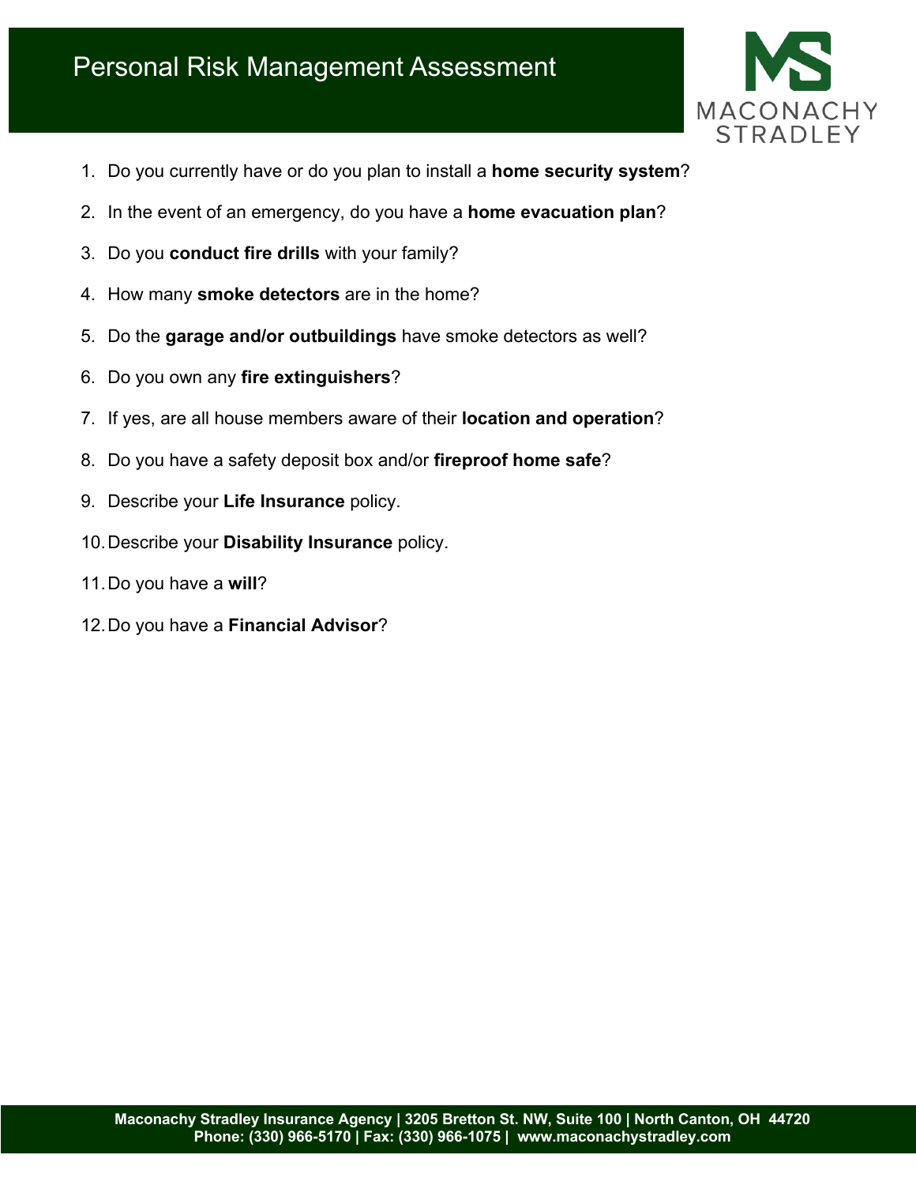# Personal Risk Management Assessment

MACONACHY STRADLEY

1. Do you currently have or do you plan to install a **home security system**?
2. In the event of an emergency, do you have a **home evacuation plan**?
3. Do you **conduct fire drills** with your family?
4. How many **smoke detectors** are in the home?
5. Do the **garage and/or outbuildings** have smoke detectors as well?
6. Do you own any **fire extinguishers**?
7. If yes, are all house members aware of their **location and operation**?
8. Do you have a safety deposit box and/or **fireproof home safe**?
9. Describe your **Life Insurance** policy.
10. Describe your **Disability Insurance** policy.
11. Do you have a **will**?
12. Do you have a **Financial Advisor**?

**Maconachy Stradley Insurance Agency | 3205 Bretton St. NW, Suite 100 | North Canton, OH 44720**
**Phone: (330) 966-5170 | Fax: (330) 966-1075 | www.maconachystradley.com**